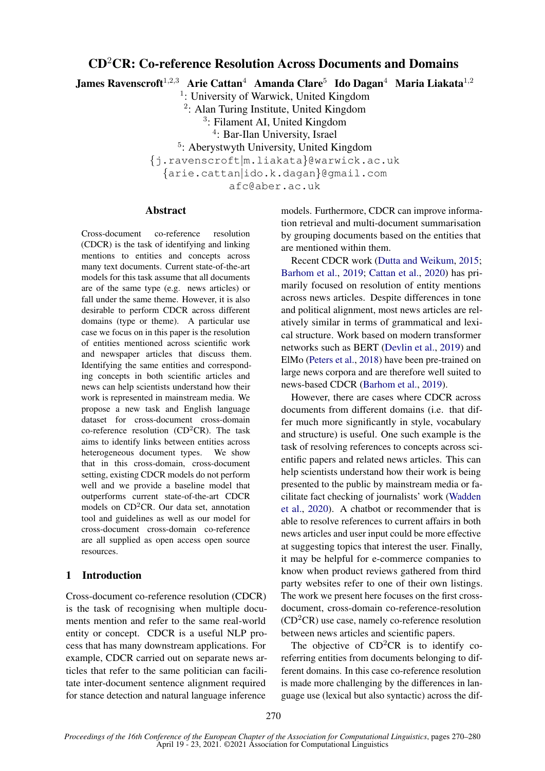# CD$^2$CR: Co-reference Resolution Across Documents and Domains

**James Ravenscroft**[1,2,3] **Arie Cattan**[4] **Amanda Clare**[5] **Ido Dagan**[4] **Maria Liakata**[1,2]

[1]: University of Warwick, United Kingdom
[2]: Alan Turing Institute, United Kingdom
[3]: Filament AI, United Kingdom
[4]: Bar-Ilan University, Israel
[5]: Aberystwyth University, United Kingdom

{j.ravenscroft|m.liakata}@warwick.ac.uk
{arie.cattan|ido.k.dagan}@gmail.com
afc@aber.ac.uk

## Abstract

Cross-document co-reference resolution (CDCR) is the task of identifying and linking mentions to entities and concepts across many text documents. Current state-of-the-art models for this task assume that all documents are of the same type (e.g. news articles) or fall under the same theme. However, it is also desirable to perform CDCR across different domains (type or theme). A particular use case we focus on in this paper is the resolution of entities mentioned across scientific work and newspaper articles that discuss them. Identifying the same entities and corresponding concepts in both scientific articles and news can help scientists understand how their work is represented in mainstream media. We propose a new task and English language dataset for cross-document cross-domain co-reference resolution (CD$^2$CR). The task aims to identify links between entities across heterogeneous document types. We show that in this cross-domain, cross-document setting, existing CDCR models do not perform well and we provide a baseline model that outperforms current state-of-the-art CDCR models on CD$^2$CR. Our data set, annotation tool and guidelines as well as our model for cross-document cross-domain co-reference are all supplied as open access open source resources.

## 1 Introduction

Cross-document co-reference resolution (CDCR) is the task of recognising when multiple documents mention and refer to the same real-world entity or concept. CDCR is a useful NLP process that has many downstream applications. For example, CDCR carried out on separate news articles that refer to the same politician can facilitate inter-document sentence alignment required for stance detection and natural language inference models. Furthermore, CDCR can improve information retrieval and multi-document summarisation by grouping documents based on the entities that are mentioned within them.

Recent CDCR work (Dutta and Weikum, 2015; Barhom et al., 2019; Cattan et al., 2020) has primarily focused on resolution of entity mentions across news articles. Despite differences in tone and political alignment, most news articles are relatively similar in terms of grammatical and lexical structure. Work based on modern transformer networks such as BERT (Devlin et al., 2019) and ElMo (Peters et al., 2018) have been pre-trained on large news corpora and are therefore well suited to news-based CDCR (Barhom et al., 2019).

However, there are cases where CDCR across documents from different domains (i.e. that differ much more significantly in style, vocabulary and structure) is useful. One such example is the task of resolving references to concepts across scientific papers and related news articles. This can help scientists understand how their work is being presented to the public by mainstream media or facilitate fact checking of journalists' work (Wadden et al., 2020). A chatbot or recommender that is able to resolve references to current affairs in both news articles and user input could be more effective at suggesting topics that interest the user. Finally, it may be helpful for e-commerce companies to know when product reviews gathered from third party websites refer to one of their own listings. The work we present here focuses on the first cross-document, cross-domain co-reference-resolution (CD$^2$CR) use case, namely co-reference resolution between news articles and scientific papers.

The objective of CD$^2$CR is to identify co-referring entities from documents belonging to different domains. In this case co-reference resolution is made more challenging by the differences in language use (lexical but also syntactic) across the dif-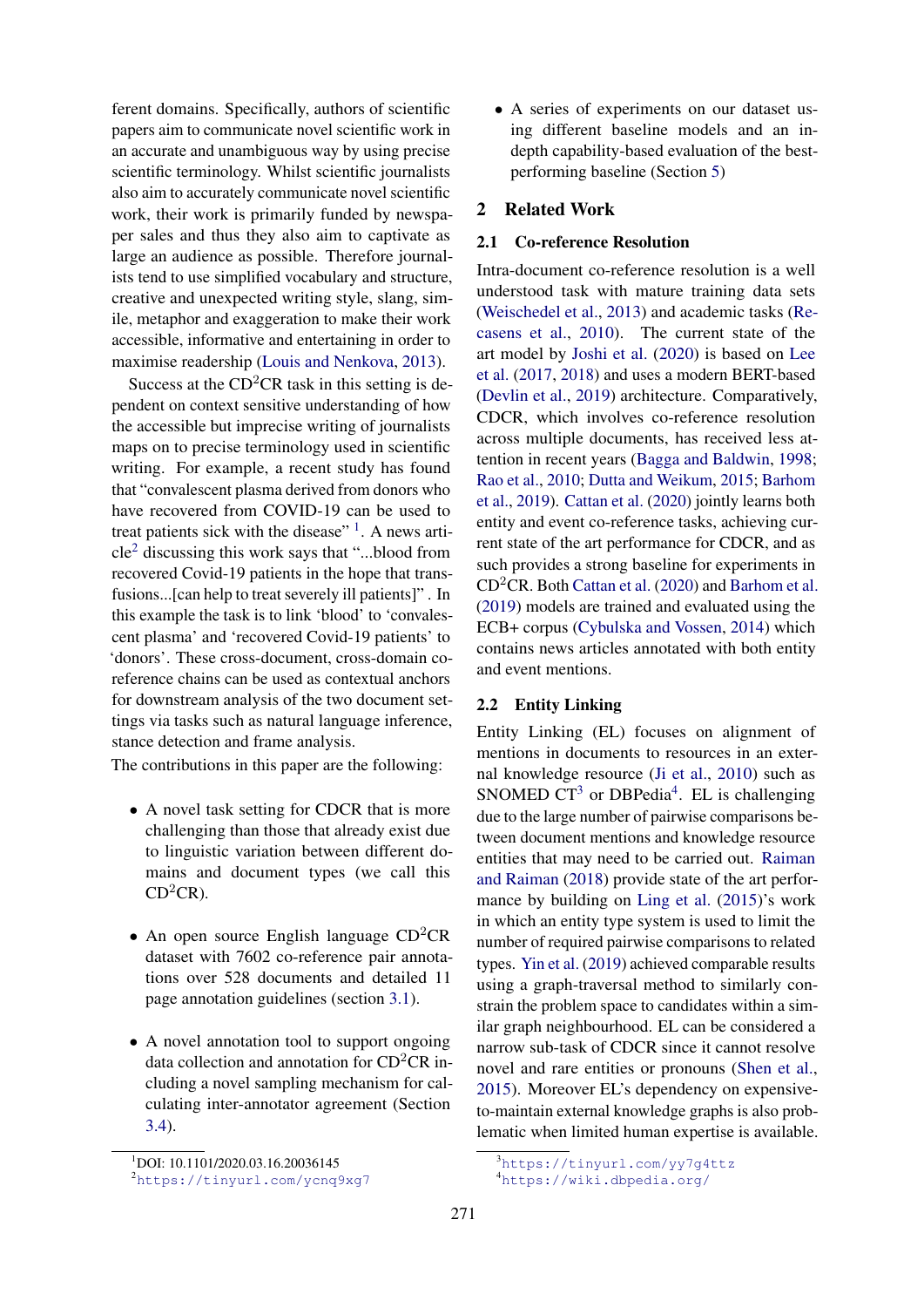ferent domains. Specifically, authors of scientific papers aim to communicate novel scientific work in an accurate and unambiguous way by using precise scientific terminology. Whilst scientific journalists also aim to accurately communicate novel scientific work, their work is primarily funded by newspaper sales and thus they also aim to captivate as large an audience as possible. Therefore journalists tend to use simplified vocabulary and structure, creative and unexpected writing style, slang, simile, metaphor and exaggeration to make their work accessible, informative and entertaining in order to maximise readership (Louis and Nenkova, 2013).

Success at the CD$^2$CR task in this setting is dependent on context sensitive understanding of how the accessible but imprecise writing of journalists maps on to precise terminology used in scientific writing. For example, a recent study has found that "convalescent plasma derived from donors who have recovered from COVID-19 can be used to treat patients sick with the disease" [1]. A news article[2] discussing this work says that "...blood from recovered Covid-19 patients in the hope that transfusions...[can help to treat severely ill patients]" . In this example the task is to link 'blood' to 'convalescent plasma' and 'recovered Covid-19 patients' to 'donors'. These cross-document, cross-domain co-reference chains can be used as contextual anchors for downstream analysis of the two document settings via tasks such as natural language inference, stance detection and frame analysis.

The contributions in this paper are the following:

- A novel task setting for CDCR that is more challenging than those that already exist due to linguistic variation between different domains and document types (we call this CD$^2$CR).
- An open source English language CD$^2$CR dataset with 7602 co-reference pair annotations over 528 documents and detailed 11 page annotation guidelines (section 3.1).
- A novel annotation tool to support ongoing data collection and annotation for CD$^2$CR including a novel sampling mechanism for calculating inter-annotator agreement (Section 3.4).
- A series of experiments on our dataset using different baseline models and an in-depth capability-based evaluation of the best-performing baseline (Section 5)

## 2 Related Work

### 2.1 Co-reference Resolution

Intra-document co-reference resolution is a well understood task with mature training data sets (Weischedel et al., 2013) and academic tasks (Recasens et al., 2010). The current state of the art model by Joshi et al. (2020) is based on Lee et al. (2017, 2018) and uses a modern BERT-based (Devlin et al., 2019) architecture. Comparatively, CDCR, which involves co-reference resolution across multiple documents, has received less attention in recent years (Bagga and Baldwin, 1998; Rao et al., 2010; Dutta and Weikum, 2015; Barhom et al., 2019). Cattan et al. (2020) jointly learns both entity and event co-reference tasks, achieving current state of the art performance for CDCR, and as such provides a strong baseline for experiments in CD$^2$CR. Both Cattan et al. (2020) and Barhom et al. (2019) models are trained and evaluated using the ECB+ corpus (Cybulska and Vossen, 2014) which contains news articles annotated with both entity and event mentions.

### 2.2 Entity Linking

Entity Linking (EL) focuses on alignment of mentions in documents to resources in an external knowledge resource (Ji et al., 2010) such as SNOMED CT[3] or DBPedia[4]. EL is challenging due to the large number of pairwise comparisons between document mentions and knowledge resource entities that may need to be carried out. Raiman and Raiman (2018) provide state of the art performance by building on Ling et al. (2015)'s work in which an entity type system is used to limit the number of required pairwise comparisons to related types. Yin et al. (2019) achieved comparable results using a graph-traversal method to similarly constrain the problem space to candidates within a similar graph neighbourhood. EL can be considered a narrow sub-task of CDCR since it cannot resolve novel and rare entities or pronouns (Shen et al., 2015). Moreover EL's dependency on expensive-to-maintain external knowledge graphs is also problematic when limited human expertise is available.

[1] DOI: 10.1101/2020.03.16.20036145

[2] https://tinyurl.com/ycnq9xg7

[3] https://tinyurl.com/yy7g4ttz

[4] https://wiki.dbpedia.org/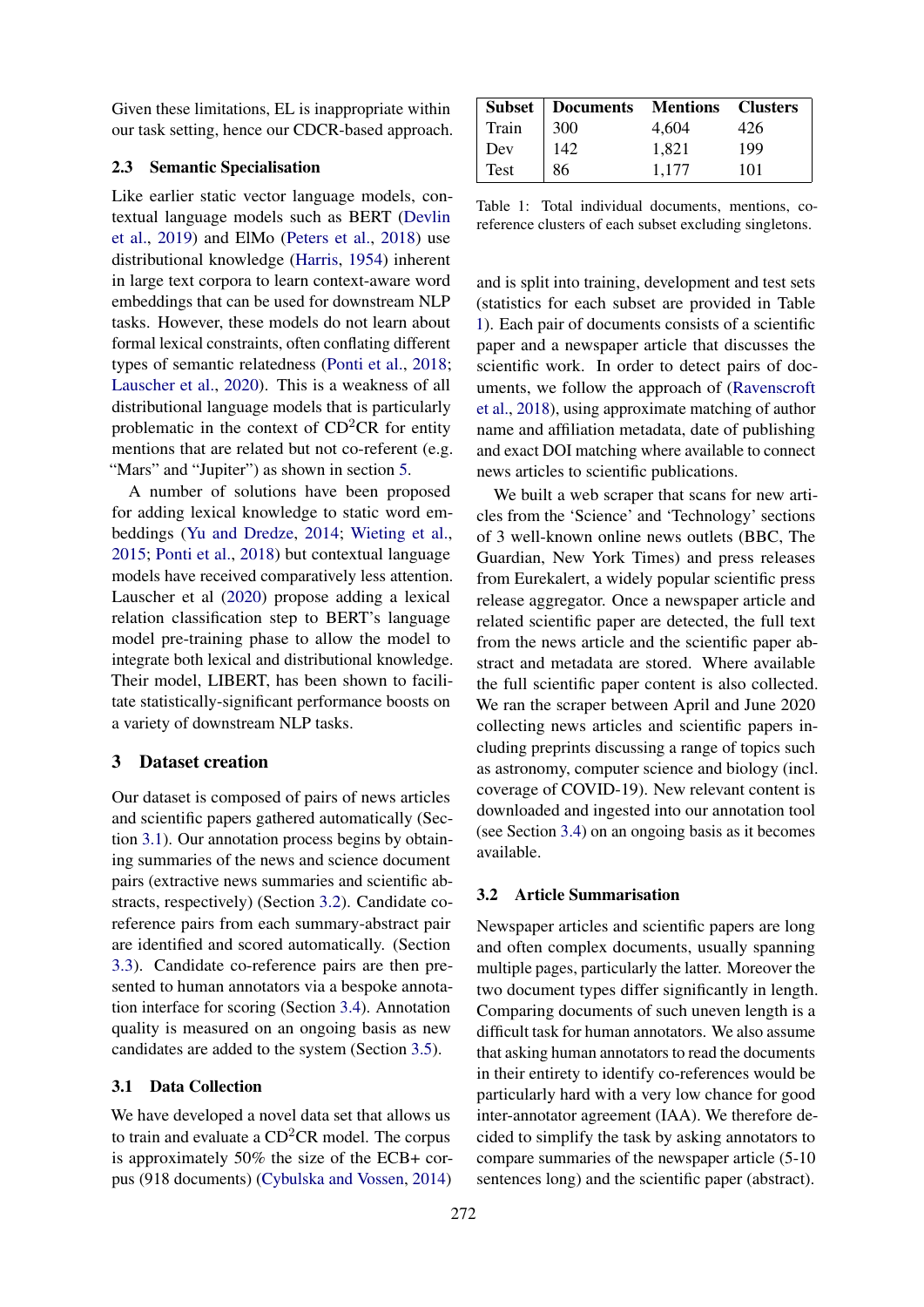Given these limitations, EL is inappropriate within our task setting, hence our CDCR-based approach.

### 2.3 Semantic Specialisation

Like earlier static vector language models, contextual language models such as BERT (Devlin et al., 2019) and ElMo (Peters et al., 2018) use distributional knowledge (Harris, 1954) inherent in large text corpora to learn context-aware word embeddings that can be used for downstream NLP tasks. However, these models do not learn about formal lexical constraints, often conflating different types of semantic relatedness (Ponti et al., 2018; Lauscher et al., 2020). This is a weakness of all distributional language models that is particularly problematic in the context of CD$^2$CR for entity mentions that are related but not co-referent (e.g. "Mars" and "Jupiter") as shown in section 5.

A number of solutions have been proposed for adding lexical knowledge to static word embeddings (Yu and Dredze, 2014; Wieting et al., 2015; Ponti et al., 2018) but contextual language models have received comparatively less attention. Lauscher et al (2020) propose adding a lexical relation classification step to BERT's language model pre-training phase to allow the model to integrate both lexical and distributional knowledge. Their model, LIBERT, has been shown to facilitate statistically-significant performance boosts on a variety of downstream NLP tasks.

## 3 Dataset creation

Our dataset is composed of pairs of news articles and scientific papers gathered automatically (Section 3.1). Our annotation process begins by obtaining summaries of the news and science document pairs (extractive news summaries and scientific abstracts, respectively) (Section 3.2). Candidate co-reference pairs from each summary-abstract pair are identified and scored automatically. (Section 3.3). Candidate co-reference pairs are then presented to human annotators via a bespoke annotation interface for scoring (Section 3.4). Annotation quality is measured on an ongoing basis as new candidates are added to the system (Section 3.5).

### 3.1 Data Collection

We have developed a novel data set that allows us to train and evaluate a CD$^2$CR model. The corpus is approximately 50% the size of the ECB+ corpus (918 documents) (Cybulska and Vossen, 2014) and is split into training, development and test sets (statistics for each subset are provided in Table 1). Each pair of documents consists of a scientific paper and a newspaper article that discusses the scientific work. In order to detect pairs of documents, we follow the approach of (Ravenscroft et al., 2018), using approximate matching of author name and affiliation metadata, date of publishing and exact DOI matching where available to connect news articles to scientific publications.

| Subset | Documents | Mentions | Clusters |
|---|---|---|---|
| Train | 300 | 4,604 | 426 |
| Dev | 142 | 1,821 | 199 |
| Test | 86 | 1,177 | 101 |

Table 1: Total individual documents, mentions, co-reference clusters of each subset excluding singletons.

We built a web scraper that scans for new articles from the 'Science' and 'Technology' sections of 3 well-known online news outlets (BBC, The Guardian, New York Times) and press releases from Eurekalert, a widely popular scientific press release aggregator. Once a newspaper article and related scientific paper are detected, the full text from the news article and the scientific paper abstract and metadata are stored. Where available the full scientific paper content is also collected. We ran the scraper between April and June 2020 collecting news articles and scientific papers including preprints discussing a range of topics such as astronomy, computer science and biology (incl. coverage of COVID-19). New relevant content is downloaded and ingested into our annotation tool (see Section 3.4) on an ongoing basis as it becomes available.

### 3.2 Article Summarisation

Newspaper articles and scientific papers are long and often complex documents, usually spanning multiple pages, particularly the latter. Moreover the two document types differ significantly in length. Comparing documents of such uneven length is a difficult task for human annotators. We also assume that asking human annotators to read the documents in their entirety to identify co-references would be particularly hard with a very low chance for good inter-annotator agreement (IAA). We therefore decided to simplify the task by asking annotators to compare summaries of the newspaper article (5-10 sentences long) and the scientific paper (abstract).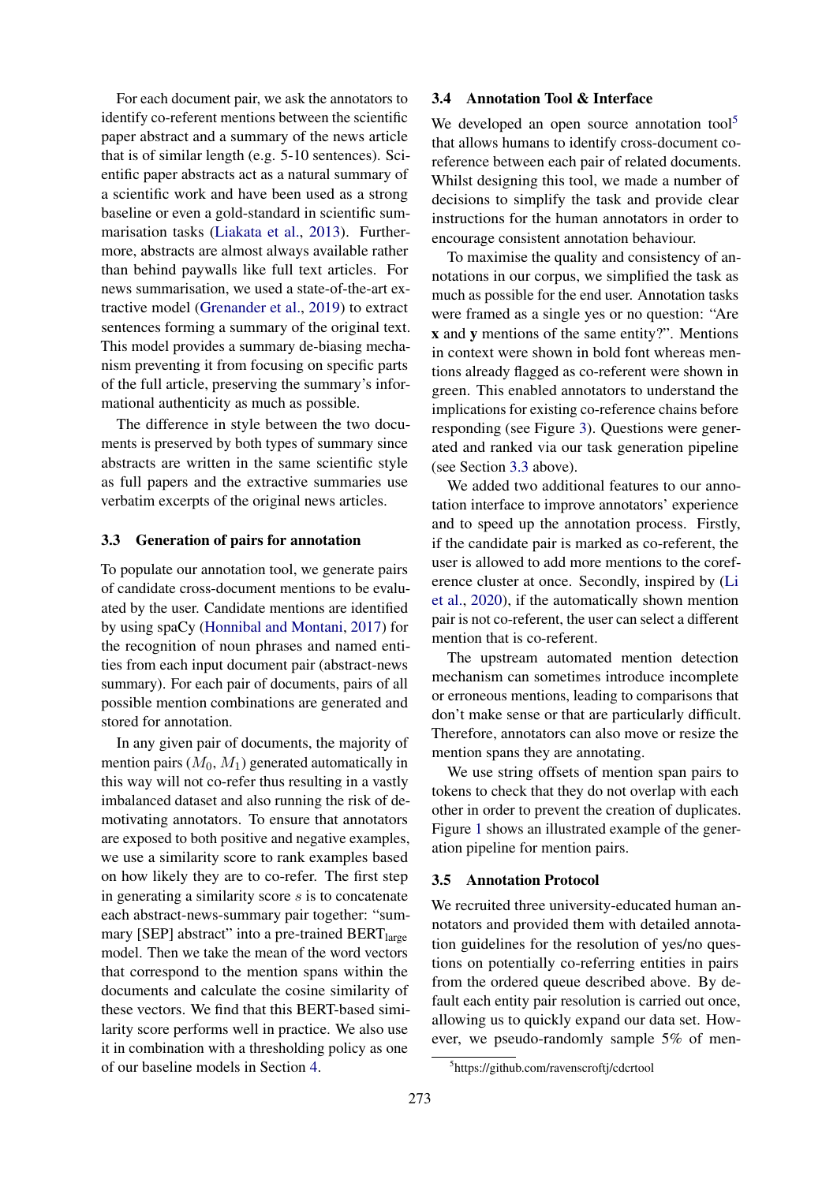For each document pair, we ask the annotators to identify co-referent mentions between the scientific paper abstract and a summary of the news article that is of similar length (e.g. 5-10 sentences). Scientific paper abstracts act as a natural summary of a scientific work and have been used as a strong baseline or even a gold-standard in scientific summarisation tasks (Liakata et al., 2013). Furthermore, abstracts are almost always available rather than behind paywalls like full text articles. For news summarisation, we used a state-of-the-art extractive model (Grenander et al., 2019) to extract sentences forming a summary of the original text. This model provides a summary de-biasing mechanism preventing it from focusing on specific parts of the full article, preserving the summary's informational authenticity as much as possible.

The difference in style between the two documents is preserved by both types of summary since abstracts are written in the same scientific style as full papers and the extractive summaries use verbatim excerpts of the original news articles.

### 3.3 Generation of pairs for annotation

To populate our annotation tool, we generate pairs of candidate cross-document mentions to be evaluated by the user. Candidate mentions are identified by using spaCy (Honnibal and Montani, 2017) for the recognition of noun phrases and named entities from each input document pair (abstract-news summary). For each pair of documents, pairs of all possible mention combinations are generated and stored for annotation.

In any given pair of documents, the majority of mention pairs ($M_0$, $M_1$) generated automatically in this way will not co-refer thus resulting in a vastly imbalanced dataset and also running the risk of demotivating annotators. To ensure that annotators are exposed to both positive and negative examples, we use a similarity score to rank examples based on how likely they are to co-refer. The first step in generating a similarity score $s$ is to concatenate each abstract-news-summary pair together: "summary [SEP] abstract" into a pre-trained $\text{BERT}_{\text{large}}$ model. Then we take the mean of the word vectors that correspond to the mention spans within the documents and calculate the cosine similarity of these vectors. We find that this BERT-based similarity score performs well in practice. We also use it in combination with a thresholding policy as one of our baseline models in Section 4.

### 3.4 Annotation Tool & Interface

We developed an open source annotation tool[5] that allows humans to identify cross-document coreference between each pair of related documents. Whilst designing this tool, we made a number of decisions to simplify the task and provide clear instructions for the human annotators in order to encourage consistent annotation behaviour.

To maximise the quality and consistency of annotations in our corpus, we simplified the task as much as possible for the end user. Annotation tasks were framed as a single yes or no question: "Are **x** and **y** mentions of the same entity?". Mentions in context were shown in bold font whereas mentions already flagged as co-referent were shown in green. This enabled annotators to understand the implications for existing co-reference chains before responding (see Figure 3). Questions were generated and ranked via our task generation pipeline (see Section 3.3 above).

We added two additional features to our annotation interface to improve annotators' experience and to speed up the annotation process. Firstly, if the candidate pair is marked as co-referent, the user is allowed to add more mentions to the coreference cluster at once. Secondly, inspired by (Li et al., 2020), if the automatically shown mention pair is not co-referent, the user can select a different mention that is co-referent.

The upstream automated mention detection mechanism can sometimes introduce incomplete or erroneous mentions, leading to comparisons that don't make sense or that are particularly difficult. Therefore, annotators can also move or resize the mention spans they are annotating.

We use string offsets of mention span pairs to tokens to check that they do not overlap with each other in order to prevent the creation of duplicates. Figure 1 shows an illustrated example of the generation pipeline for mention pairs.

### 3.5 Annotation Protocol

We recruited three university-educated human annotators and provided them with detailed annotation guidelines for the resolution of yes/no questions on potentially co-referring entities in pairs from the ordered queue described above. By default each entity pair resolution is carried out once, allowing us to quickly expand our data set. However, we pseudo-randomly sample 5% of men-

[5] https://github.com/ravenscroftj/cdcrtool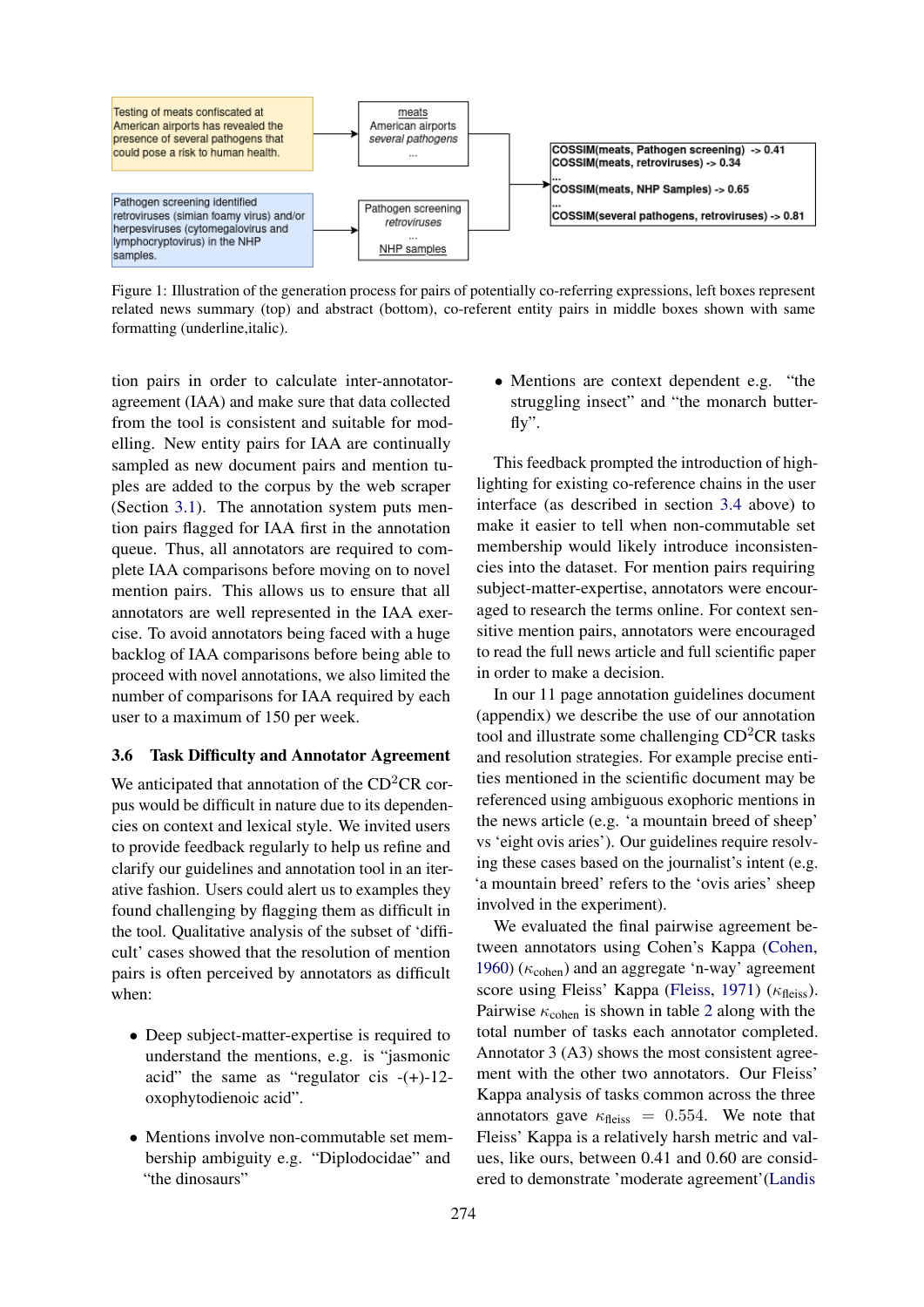Testing of meats confiscated at American airports has revealed the presence of several pathogens that could pose a risk to human health.

Pathogen screening identified retroviruses (simian foamy virus) and/or herpesviruses (cytomegalovirus and lymphocryptovirus) in the NHP samples.

meats
American airports
*several pathogens*
...

Pathogen screening
*retroviruses*
...
NHP samples

COSSIM(meats, Pathogen screening) -> 0.41
COSSIM(meats, retroviruses) -> 0.34
...
COSSIM(meats, NHP Samples) -> 0.65
...
COSSIM(several pathogens, retroviruses) -> 0.81

Figure 1: Illustration of the generation process for pairs of potentially co-referring expressions, left boxes represent related news summary (top) and abstract (bottom), co-referent entity pairs in middle boxes shown with same formatting (underline,italic).

tion pairs in order to calculate inter-annotator-agreement (IAA) and make sure that data collected from the tool is consistent and suitable for modelling. New entity pairs for IAA are continually sampled as new document pairs and mention tuples are added to the corpus by the web scraper (Section 3.1). The annotation system puts mention pairs flagged for IAA first in the annotation queue. Thus, all annotators are required to complete IAA comparisons before moving on to novel mention pairs. This allows us to ensure that all annotators are well represented in the IAA exercise. To avoid annotators being faced with a huge backlog of IAA comparisons before being able to proceed with novel annotations, we also limited the number of comparisons for IAA required by each user to a maximum of 150 per week.

### 3.6 Task Difficulty and Annotator Agreement

We anticipated that annotation of the CD$^2$CR corpus would be difficult in nature due to its dependencies on context and lexical style. We invited users to provide feedback regularly to help us refine and clarify our guidelines and annotation tool in an iterative fashion. Users could alert us to examples they found challenging by flagging them as difficult in the tool. Qualitative analysis of the subset of 'difficult' cases showed that the resolution of mention pairs is often perceived by annotators as difficult when:

- Deep subject-matter-expertise is required to understand the mentions, e.g. is "jasmonic acid" the same as "regulator cis -(+)-12-oxophytodienoic acid".
- Mentions involve non-commutable set membership ambiguity e.g. "Diplodocidae" and "the dinosaurs"
- Mentions are context dependent e.g. "the struggling insect" and "the monarch butterfly".

This feedback prompted the introduction of highlighting for existing co-reference chains in the user interface (as described in section 3.4 above) to make it easier to tell when non-commutable set membership would likely introduce inconsistencies into the dataset. For mention pairs requiring subject-matter-expertise, annotators were encouraged to research the terms online. For context sensitive mention pairs, annotators were encouraged to read the full news article and full scientific paper in order to make a decision.

In our 11 page annotation guidelines document (appendix) we describe the use of our annotation tool and illustrate some challenging CD$^2$CR tasks and resolution strategies. For example precise entities mentioned in the scientific document may be referenced using ambiguous exophoric mentions in the news article (e.g. 'a mountain breed of sheep' vs 'eight ovis aries'). Our guidelines require resolving these cases based on the journalist's intent (e.g. 'a mountain breed' refers to the 'ovis aries' sheep involved in the experiment).

We evaluated the final pairwise agreement between annotators using Cohen's Kappa (Cohen, 1960) ($\kappa_{\text{cohen}}$) and an aggregate 'n-way' agreement score using Fleiss' Kappa (Fleiss, 1971) ($\kappa_{\text{fleiss}}$). Pairwise $\kappa_{\text{cohen}}$ is shown in table 2 along with the total number of tasks each annotator completed. Annotator 3 (A3) shows the most consistent agreement with the other two annotators. Our Fleiss' Kappa analysis of tasks common across the three annotators gave $\kappa_{\text{fleiss}} = 0.554$. We note that Fleiss' Kappa is a relatively harsh metric and values, like ours, between 0.41 and 0.60 are considered to demonstrate 'moderate agreement'(Landis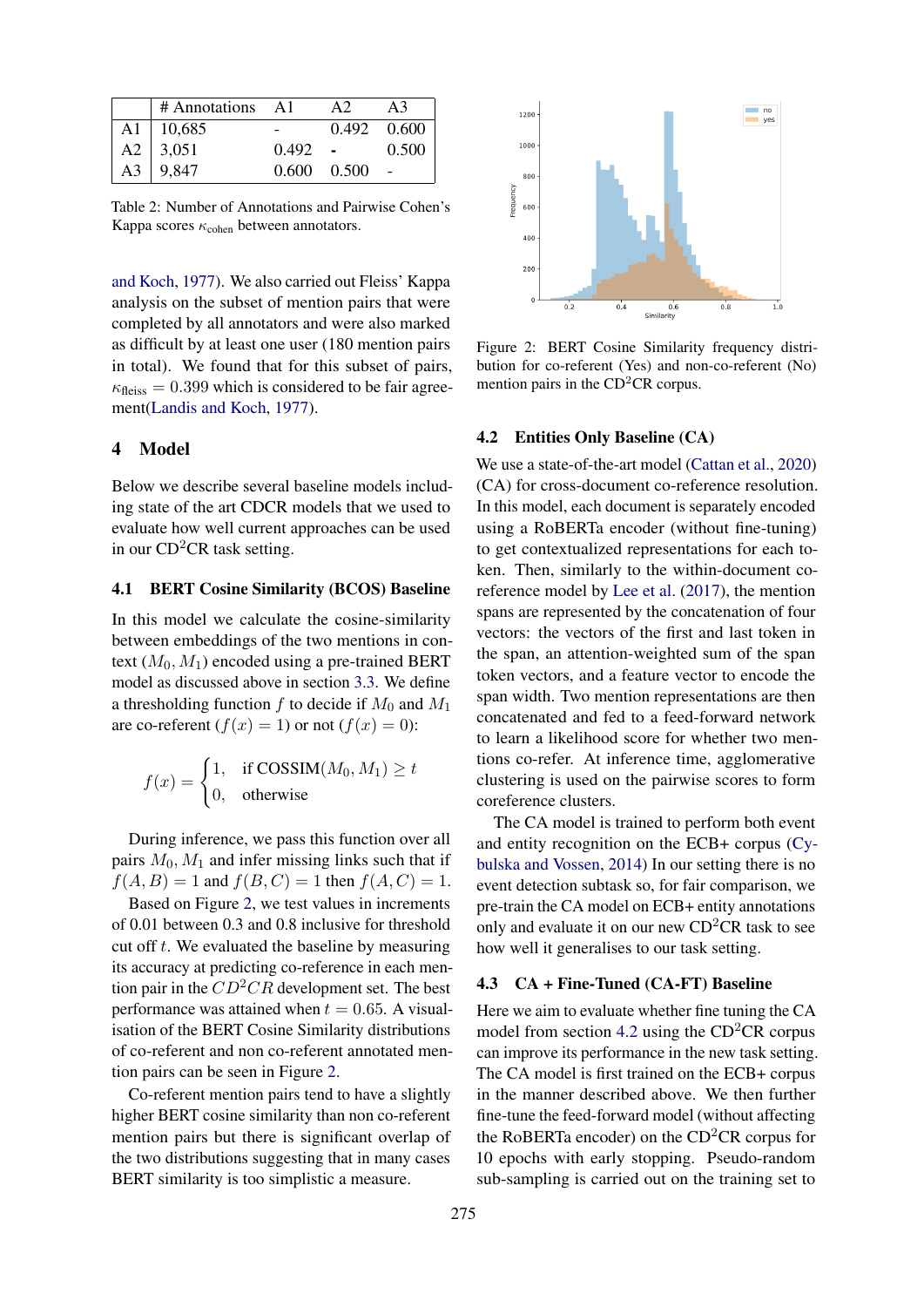|  | # Annotations | A1 | A2 | A3 |
|---|---|---|---|---|
| A1 | 10,685 | - | 0.492 | 0.600 |
| A2 | 3,051 | 0.492 | - | 0.500 |
| A3 | 9,847 | 0.600 | 0.500 | - |

Table 2: Number of Annotations and Pairwise Cohen's Kappa scores $\kappa_{\text{cohen}}$ between annotators.

and Koch, 1977). We also carried out Fleiss' Kappa analysis on the subset of mention pairs that were completed by all annotators and were also marked as difficult by at least one user (180 mention pairs in total). We found that for this subset of pairs, $\kappa_{\text{fleiss}} = 0.399$ which is considered to be fair agreement(Landis and Koch, 1977).

## 4 Model

Below we describe several baseline models including state of the art CDCR models that we used to evaluate how well current approaches can be used in our CD$^2$CR task setting.

### 4.1 BERT Cosine Similarity (BCOS) Baseline

In this model we calculate the cosine-similarity between embeddings of the two mentions in context ($M_0, M_1$) encoded using a pre-trained BERT model as discussed above in section 3.3. We define a thresholding function $f$ to decide if $M_0$ and $M_1$ are co-referent ($f(x) = 1$) or not ($f(x) = 0$):

$$f(x) = \begin{cases} 1, & \text{if COSSIM}(M_0, M_1) \geq t \\ 0, & \text{otherwise} \end{cases}$$

During inference, we pass this function over all pairs $M_0, M_1$ and infer missing links such that if $f(A, B) = 1$ and $f(B, C) = 1$ then $f(A, C) = 1$.

Based on Figure 2, we test values in increments of 0.01 between 0.3 and 0.8 inclusive for threshold cut off $t$. We evaluated the baseline by measuring its accuracy at predicting co-reference in each mention pair in the $CD^2CR$ development set. The best performance was attained when $t = 0.65$. A visualisation of the BERT Cosine Similarity distributions of co-referent and non co-referent annotated mention pairs can be seen in Figure 2.

Co-referent mention pairs tend to have a slightly higher BERT cosine similarity than non co-referent mention pairs but there is significant overlap of the two distributions suggesting that in many cases BERT similarity is too simplistic a measure.

Figure 2: BERT Cosine Similarity frequency distribution for co-referent (Yes) and non-co-referent (No) mention pairs in the CD$^2$CR corpus.

### 4.2 Entities Only Baseline (CA)

We use a state-of-the-art model (Cattan et al., 2020) (CA) for cross-document co-reference resolution. In this model, each document is separately encoded using a RoBERTa encoder (without fine-tuning) to get contextualized representations for each token. Then, similarly to the within-document coreference model by Lee et al. (2017), the mention spans are represented by the concatenation of four vectors: the vectors of the first and last token in the span, an attention-weighted sum of the span token vectors, and a feature vector to encode the span width. Two mention representations are then concatenated and fed to a feed-forward network to learn a likelihood score for whether two mentions co-refer. At inference time, agglomerative clustering is used on the pairwise scores to form coreference clusters.

The CA model is trained to perform both event and entity recognition on the ECB+ corpus (Cybulska and Vossen, 2014) In our setting there is no event detection subtask so, for fair comparison, we pre-train the CA model on ECB+ entity annotations only and evaluate it on our new CD$^2$CR task to see how well it generalises to our task setting.

### 4.3 CA + Fine-Tuned (CA-FT) Baseline

Here we aim to evaluate whether fine tuning the CA model from section 4.2 using the CD$^2$CR corpus can improve its performance in the new task setting. The CA model is first trained on the ECB+ corpus in the manner described above. We then further fine-tune the feed-forward model (without affecting the RoBERTa encoder) on the CD$^2$CR corpus for 10 epochs with early stopping. Pseudo-random sub-sampling is carried out on the training set to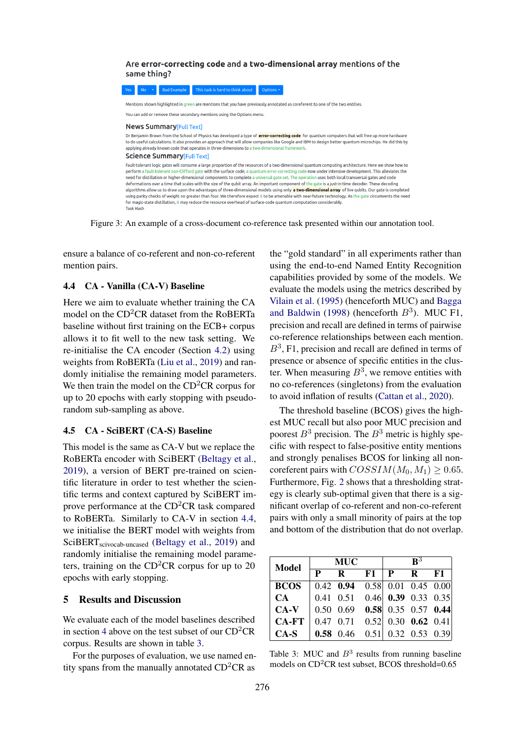Are **error-correcting code** and **a two-dimensional array** mentions of the same thing?

Yes | No | Bad Example | This task is hard to think about | Options

Mentions shown highlighted in green are mentions that you have previously annotated as coreferent to one of the two entities.

You can add or remove these secondary mentions using the Options menu.

**News Summary** [Full Text]

Dr Benjamin Brown from the School of Physics has developed a type of **error-correcting code** for quantum computers that will free up more hardware to do useful calculations. It also provides an approach that will allow companies like Google and IBM to design better quantum microchips. He did this by applying already known code that operates in three-dimensions to a two-dimensional framework.

**Science Summary** [Full Text]

Fault-tolerant logic gates will consume a large proportion of the resources of a two-dimensional quantum computing architecture. Here we show how to perform a fault-tolerant non-Clifford gate with the surface code; a quantum error-correcting code now under intensive development. This alleviates the need for distillation or higher-dimensional components to complete a universal gate set. The operation uses both local transversal gates and code deformations over a time that scales with the size of the qubit array. An important component of the gate is a just-in-time decoder. These decoding algorithms allow us to draw upon the advantages of three-dimensional models using only **a two-dimensional array** of live qubits. Our gate is completed using parity checks of weight no greater than four. We therefore expect it to be amenable with near-future technology. As the gate circumvents the need for magic-state distillation, it may reduce the resource overhead of surface-code quantum computation considerably.

Task Hash

Figure 3: An example of a cross-document co-reference task presented within our annotation tool.

ensure a balance of co-referent and non-co-referent mention pairs.

### 4.4 CA - Vanilla (CA-V) Baseline

Here we aim to evaluate whether training the CA model on the $CD^2CR$ dataset from the RoBERTa baseline without first training on the ECB+ corpus allows it to fit well to the new task setting. We re-initialise the CA encoder (Section 4.2) using weights from RoBERTa (Liu et al., 2019) and randomly initialise the remaining model parameters. We then train the model on the $CD^2CR$ corpus for up to 20 epochs with early stopping with pseudo-random sub-sampling as above.

### 4.5 CA - SciBERT (CA-S) Baseline

This model is the same as CA-V but we replace the RoBERTa encoder with SciBERT (Beltagy et al., 2019), a version of BERT pre-trained on scientific literature in order to test whether the scientific terms and context captured by SciBERT improve performance at the $CD^2CR$ task compared to RoBERTa. Similarly to CA-V in section 4.4, we initialise the BERT model with weights from $\text{SciBERT}_{\text{scivocab-uncased}}$ (Beltagy et al., 2019) and randomly initialise the remaining model parameters, training on the $CD^2CR$ corpus for up to 20 epochs with early stopping.

## 5 Results and Discussion

We evaluate each of the model baselines described in section 4 above on the test subset of our $CD^2CR$ corpus. Results are shown in table 3.

For the purposes of evaluation, we use named entity spans from the manually annotated $CD^2CR$ as the "gold standard" in all experiments rather than using the end-to-end Named Entity Recognition capabilities provided by some of the models. We evaluate the models using the metrics described by Vilain et al. (1995) (henceforth MUC) and Bagga and Baldwin (1998) (henceforth $B^3$). MUC F1, precision and recall are defined in terms of pairwise co-reference relationships between each mention. $B^3$, F1, precision and recall are defined in terms of presence or absence of specific entities in the cluster. When measuring $B^3$, we remove entities with no co-references (singletons) from the evaluation to avoid inflation of results (Cattan et al., 2020).

The threshold baseline (BCOS) gives the highest MUC recall but also poor MUC precision and poorest $B^3$ precision. The $B^3$ metric is highly specific with respect to false-positive entity mentions and strongly penalises BCOS for linking all non-coreferent pairs with $COSSIM(M_0, M_1) \geq 0.65$. Furthermore, Fig. 2 shows that a thresholding strategy is clearly sub-optimal given that there is a significant overlap of co-referent and non-co-referent pairs with only a small minority of pairs at the top and bottom of the distribution that do not overlap.

| Model | MUC | | | $B^3$ | | |
|---|---|---|---|---|---|---|
| | P | R | F1 | P | R | F1 |
| **BCOS** | 0.42 | **0.94** | 0.58 | 0.01 | 0.45 | 0.00 |
| **CA** | 0.41 | 0.51 | 0.46 | **0.39** | 0.33 | 0.35 |
| **CA-V** | 0.50 | 0.69 | **0.58** | 0.35 | 0.57 | **0.44** |
| **CA-FT** | 0.47 | 0.71 | 0.52 | 0.30 | **0.62** | 0.41 |
| **CA-S** | **0.58** | 0.46 | 0.51 | 0.32 | 0.53 | 0.39 |

Table 3: MUC and $B^3$ results from running baseline models on $CD^2CR$ test subset, BCOS threshold=0.65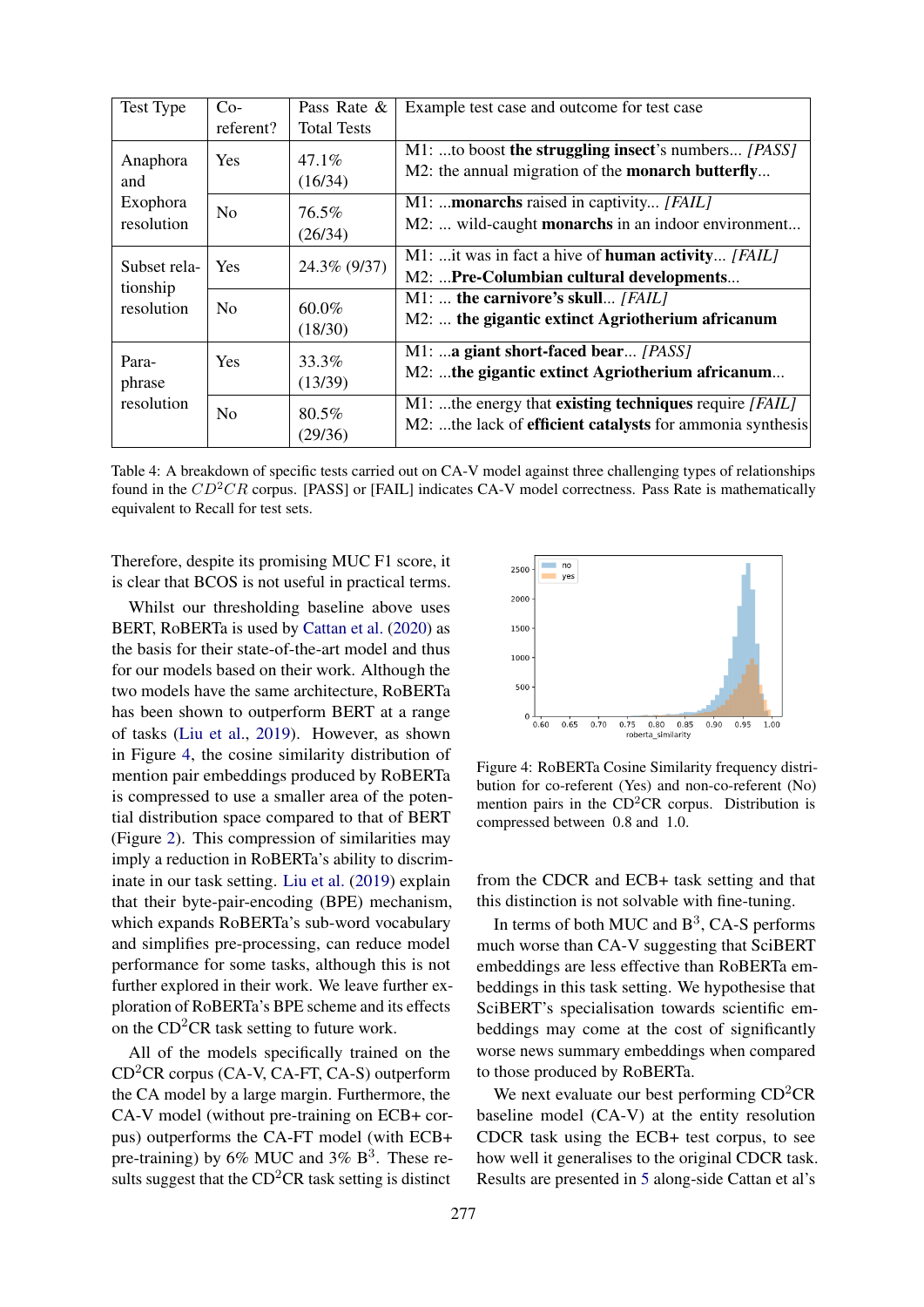| Test Type | Co-referent? | Pass Rate & Total Tests | Example test case and outcome for test case |
|---|---|---|---|
| Anaphora and Exophora resolution | Yes | 47.1% (16/34) | M1: ...to boost **the struggling insect**'s numbers... *[PASS]*<br>M2: the annual migration of the **monarch butterfly**... |
| | No | 76.5% (26/34) | M1: ...**monarchs** raised in captivity... *[FAIL]*<br>M2: ... wild-caught **monarchs** in an indoor environment... |
| Subset relationship resolution | Yes | 24.3% (9/37) | M1: ...it was in fact a hive of **human activity**... *[FAIL]*<br>M2: ...**Pre-Columbian cultural developments**... |
| | No | 60.0% (18/30) | M1: ... **the carnivore's skull**... *[FAIL]*<br>M2: ... **the gigantic extinct Agriotherium africanum** |
| Paraphrase resolution | Yes | 33.3% (13/39) | M1: ...**a giant short-faced bear**... *[PASS]*<br>M2: ...**the gigantic extinct Agriotherium africanum**... |
| | No | 80.5% (29/36) | M1: ...the energy that **existing techniques** require *[FAIL]*<br>M2: ...the lack of **efficient catalysts** for ammonia synthesis |

Table 4: A breakdown of specific tests carried out on CA-V model against three challenging types of relationships found in the $CD^2CR$ corpus. [PASS] or [FAIL] indicates CA-V model correctness. Pass Rate is mathematically equivalent to Recall for test sets.

Therefore, despite its promising MUC F1 score, it is clear that BCOS is not useful in practical terms.

Whilst our thresholding baseline above uses BERT, RoBERTa is used by Cattan et al. (2020) as the basis for their state-of-the-art model and thus for our models based on their work. Although the two models have the same architecture, RoBERTa has been shown to outperform BERT at a range of tasks (Liu et al., 2019). However, as shown in Figure 4, the cosine similarity distribution of mention pair embeddings produced by RoBERTa is compressed to use a smaller area of the potential distribution space compared to that of BERT (Figure 2). This compression of similarities may imply a reduction in RoBERTa's ability to discriminate in our task setting. Liu et al. (2019) explain that their byte-pair-encoding (BPE) mechanism, which expands RoBERTa's sub-word vocabulary and simplifies pre-processing, can reduce model performance for some tasks, although this is not further explored in their work. We leave further exploration of RoBERTa's BPE scheme and its effects on the CD$^2$CR task setting to future work.

All of the models specifically trained on the CD$^2$CR corpus (CA-V, CA-FT, CA-S) outperform the CA model by a large margin. Furthermore, the CA-V model (without pre-training on ECB+ corpus) outperforms the CA-FT model (with ECB+ pre-training) by 6% MUC and 3% B$^3$. These results suggest that the CD$^2$CR task setting is distinct

Figure 4: RoBERTa Cosine Similarity frequency distribution for co-referent (Yes) and non-co-referent (No) mention pairs in the CD$^2$CR corpus. Distribution is compressed between 0.8 and 1.0.

from the CDCR and ECB+ task setting and that this distinction is not solvable with fine-tuning.

In terms of both MUC and B$^3$, CA-S performs much worse than CA-V suggesting that SciBERT embeddings are less effective than RoBERTa embeddings in this task setting. We hypothesise that SciBERT's specialisation towards scientific embeddings may come at the cost of significantly worse news summary embeddings when compared to those produced by RoBERTa.

We next evaluate our best performing CD$^2$CR baseline model (CA-V) at the entity resolution CDCR task using the ECB+ test corpus, to see how well it generalises to the original CDCR task. Results are presented in 5 along-side Cattan et al's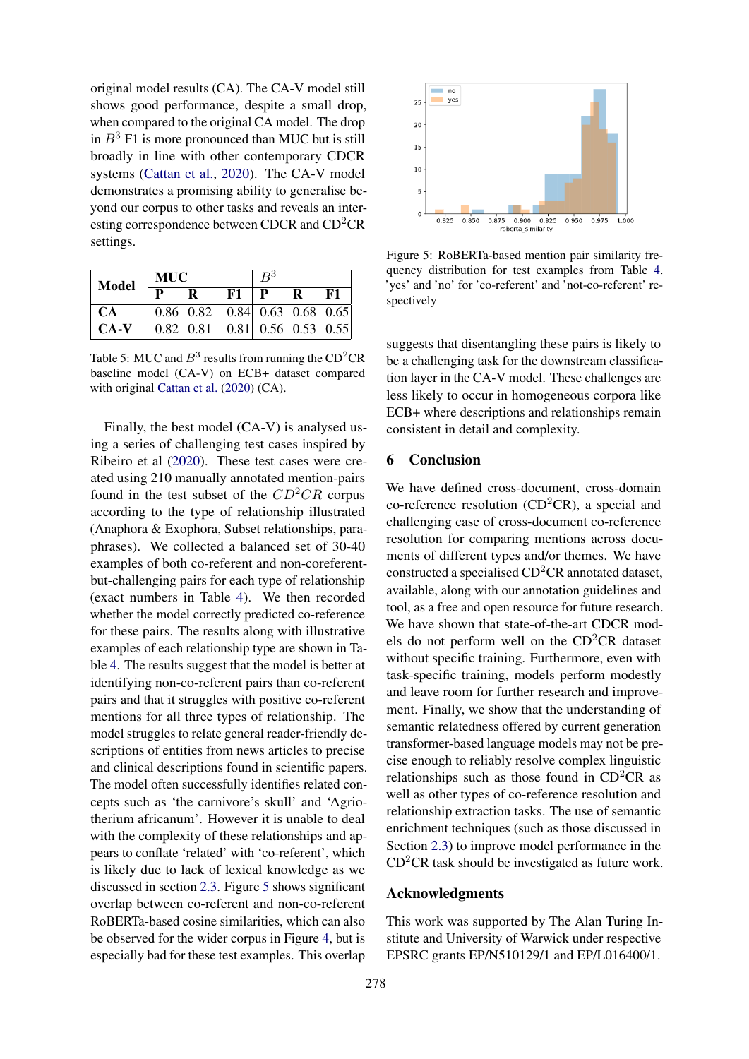original model results (CA). The CA-V model still shows good performance, despite a small drop, when compared to the original CA model. The drop in $B^3$ F1 is more pronounced than MUC but is still broadly in line with other contemporary CDCR systems (Cattan et al., 2020). The CA-V model demonstrates a promising ability to generalise beyond our corpus to other tasks and reveals an interesting correspondence between CDCR and CD$^2$CR settings.

| Model | MUC | | | $B^3$ | | |
|---|---|---|---|---|---|---|
| | P | R | F1 | P | R | F1 |
| CA | 0.86 | 0.82 | 0.84 | 0.63 | 0.68 | 0.65 |
| CA-V | 0.82 | 0.81 | 0.81 | 0.56 | 0.53 | 0.55 |

Table 5: MUC and $B^3$ results from running the CD$^2$CR baseline model (CA-V) on ECB+ dataset compared with original Cattan et al. (2020) (CA).

Finally, the best model (CA-V) is analysed using a series of challenging test cases inspired by Ribeiro et al (2020). These test cases were created using 210 manually annotated mention-pairs found in the test subset of the $CD^2CR$ corpus according to the type of relationship illustrated (Anaphora & Exophora, Subset relationships, paraphrases). We collected a balanced set of 30-40 examples of both co-referent and non-coreferent-but-challenging pairs for each type of relationship (exact numbers in Table 4). We then recorded whether the model correctly predicted co-reference for these pairs. The results along with illustrative examples of each relationship type are shown in Table 4. The results suggest that the model is better at identifying non-co-referent pairs than co-referent pairs and that it struggles with positive co-referent mentions for all three types of relationship. The model struggles to relate general reader-friendly descriptions of entities from news articles to precise and clinical descriptions found in scientific papers. The model often successfully identifies related concepts such as 'the carnivore's skull' and 'Agriotherium africanum'. However it is unable to deal with the complexity of these relationships and appears to conflate 'related' with 'co-referent', which is likely due to lack of lexical knowledge as we discussed in section 2.3. Figure 5 shows significant overlap between co-referent and non-co-referent RoBERTa-based cosine similarities, which can also be observed for the wider corpus in Figure 4, but is especially bad for these test examples. This overlap

Figure 5: RoBERTa-based mention pair similarity frequency distribution for test examples from Table 4. 'yes' and 'no' for 'co-referent' and 'not-co-referent' respectively

suggests that disentangling these pairs is likely to be a challenging task for the downstream classification layer in the CA-V model. These challenges are less likely to occur in homogeneous corpora like ECB+ where descriptions and relationships remain consistent in detail and complexity.

## 6 Conclusion

We have defined cross-document, cross-domain co-reference resolution (CD$^2$CR), a special and challenging case of cross-document co-reference resolution for comparing mentions across documents of different types and/or themes. We have constructed a specialised CD$^2$CR annotated dataset, available, along with our annotation guidelines and tool, as a free and open resource for future research. We have shown that state-of-the-art CDCR models do not perform well on the CD$^2$CR dataset without specific training. Furthermore, even with task-specific training, models perform modestly and leave room for further research and improvement. Finally, we show that the understanding of semantic relatedness offered by current generation transformer-based language models may not be precise enough to reliably resolve complex linguistic relationships such as those found in CD$^2$CR as well as other types of co-reference resolution and relationship extraction tasks. The use of semantic enrichment techniques (such as those discussed in Section 2.3) to improve model performance in the CD$^2$CR task should be investigated as future work.

## Acknowledgments

This work was supported by The Alan Turing Institute and University of Warwick under respective EPSRC grants EP/N510129/1 and EP/L016400/1.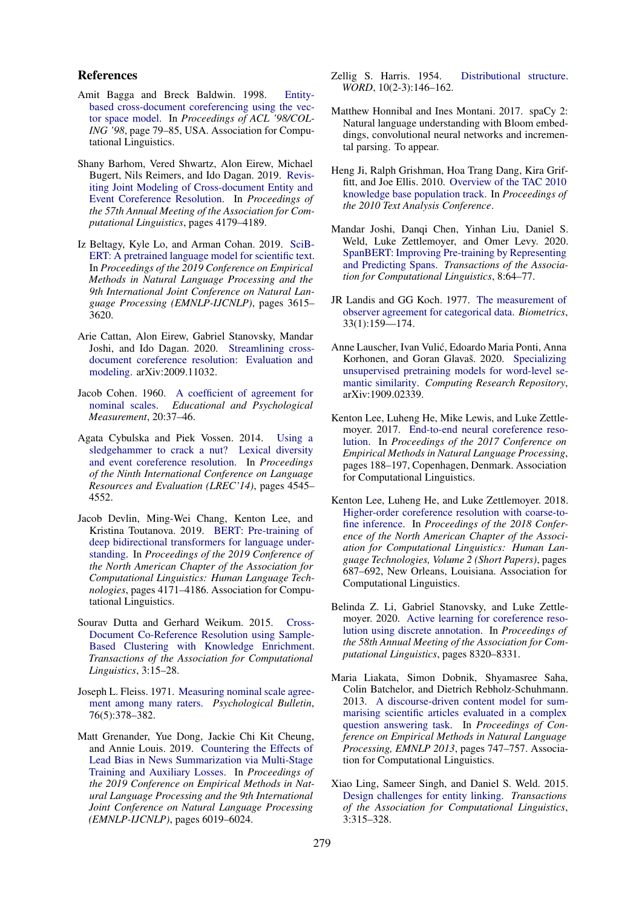## References

Amit Bagga and Breck Baldwin. 1998. Entity-based cross-document coreferencing using the vector space model. In *Proceedings of ACL '98/COLING '98*, page 79–85, USA. Association for Computational Linguistics.

Shany Barhom, Vered Shwartz, Alon Eirew, Michael Bugert, Nils Reimers, and Ido Dagan. 2019. Revisiting Joint Modeling of Cross-document Entity and Event Coreference Resolution. In *Proceedings of the 57th Annual Meeting of the Association for Computational Linguistics*, pages 4179–4189.

Iz Beltagy, Kyle Lo, and Arman Cohan. 2019. SciBERT: A pretrained language model for scientific text. In *Proceedings of the 2019 Conference on Empirical Methods in Natural Language Processing and the 9th International Joint Conference on Natural Language Processing (EMNLP-IJCNLP)*, pages 3615–3620.

Arie Cattan, Alon Eirew, Gabriel Stanovsky, Mandar Joshi, and Ido Dagan. 2020. Streamlining cross-document coreference resolution: Evaluation and modeling. arXiv:2009.11032.

Jacob Cohen. 1960. A coefficient of agreement for nominal scales. *Educational and Psychological Measurement*, 20:37–46.

Agata Cybulska and Piek Vossen. 2014. Using a sledgehammer to crack a nut? Lexical diversity and event coreference resolution. In *Proceedings of the Ninth International Conference on Language Resources and Evaluation (LREC'14)*, pages 4545–4552.

Jacob Devlin, Ming-Wei Chang, Kenton Lee, and Kristina Toutanova. 2019. BERT: Pre-training of deep bidirectional transformers for language understanding. In *Proceedings of the 2019 Conference of the North American Chapter of the Association for Computational Linguistics: Human Language Technologies*, pages 4171–4186. Association for Computational Linguistics.

Sourav Dutta and Gerhard Weikum. 2015. Cross-Document Co-Reference Resolution using Sample-Based Clustering with Knowledge Enrichment. *Transactions of the Association for Computational Linguistics*, 3:15–28.

Joseph L. Fleiss. 1971. Measuring nominal scale agreement among many raters. *Psychological Bulletin*, 76(5):378–382.

Matt Grenander, Yue Dong, Jackie Chi Kit Cheung, and Annie Louis. 2019. Countering the Effects of Lead Bias in News Summarization via Multi-Stage Training and Auxiliary Losses. In *Proceedings of the 2019 Conference on Empirical Methods in Natural Language Processing and the 9th International Joint Conference on Natural Language Processing (EMNLP-IJCNLP)*, pages 6019–6024.

Zellig S. Harris. 1954. Distributional structure. *WORD*, 10(2-3):146–162.

Matthew Honnibal and Ines Montani. 2017. spaCy 2: Natural language understanding with Bloom embeddings, convolutional neural networks and incremental parsing. To appear.

Heng Ji, Ralph Grishman, Hoa Trang Dang, Kira Griffitt, and Joe Ellis. 2010. Overview of the TAC 2010 knowledge base population track. In *Proceedings of the 2010 Text Analysis Conference*.

Mandar Joshi, Danqi Chen, Yinhan Liu, Daniel S. Weld, Luke Zettlemoyer, and Omer Levy. 2020. SpanBERT: Improving Pre-training by Representing and Predicting Spans. *Transactions of the Association for Computational Linguistics*, 8:64–77.

JR Landis and GG Koch. 1977. The measurement of observer agreement for categorical data. *Biometrics*, 33(1):159—174.

Anne Lauscher, Ivan Vulić, Edoardo Maria Ponti, Anna Korhonen, and Goran Glavaš. 2020. Specializing unsupervised pretraining models for word-level semantic similarity. *Computing Research Repository*, arXiv:1909.02339.

Kenton Lee, Luheng He, Mike Lewis, and Luke Zettlemoyer. 2017. End-to-end neural coreference resolution. In *Proceedings of the 2017 Conference on Empirical Methods in Natural Language Processing*, pages 188–197, Copenhagen, Denmark. Association for Computational Linguistics.

Kenton Lee, Luheng He, and Luke Zettlemoyer. 2018. Higher-order coreference resolution with coarse-to-fine inference. In *Proceedings of the 2018 Conference of the North American Chapter of the Association for Computational Linguistics: Human Language Technologies, Volume 2 (Short Papers)*, pages 687–692, New Orleans, Louisiana. Association for Computational Linguistics.

Belinda Z. Li, Gabriel Stanovsky, and Luke Zettlemoyer. 2020. Active learning for coreference resolution using discrete annotation. In *Proceedings of the 58th Annual Meeting of the Association for Computational Linguistics*, pages 8320–8331.

Maria Liakata, Simon Dobnik, Shyamasree Saha, Colin Batchelor, and Dietrich Rebholz-Schuhmann. 2013. A discourse-driven content model for summarising scientific articles evaluated in a complex question answering task. In *Proceedings of Conference on Empirical Methods in Natural Language Processing, EMNLP 2013*, pages 747–757. Association for Computational Linguistics.

Xiao Ling, Sameer Singh, and Daniel S. Weld. 2015. Design challenges for entity linking. *Transactions of the Association for Computational Linguistics*, 3:315–328.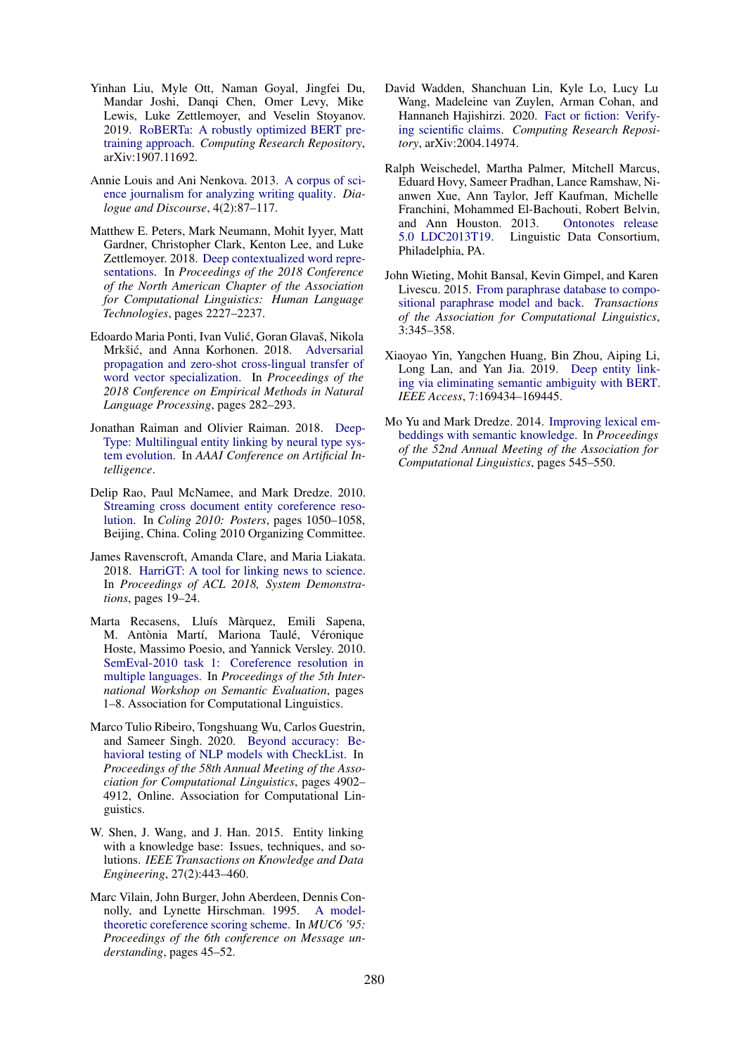Yinhan Liu, Myle Ott, Naman Goyal, Jingfei Du, Mandar Joshi, Danqi Chen, Omer Levy, Mike Lewis, Luke Zettlemoyer, and Veselin Stoyanov. 2019. RoBERTa: A robustly optimized BERT pretraining approach. *Computing Research Repository*, arXiv:1907.11692.

Annie Louis and Ani Nenkova. 2013. A corpus of science journalism for analyzing writing quality. *Dialogue and Discourse*, 4(2):87–117.

Matthew E. Peters, Mark Neumann, Mohit Iyyer, Matt Gardner, Christopher Clark, Kenton Lee, and Luke Zettlemoyer. 2018. Deep contextualized word representations. In *Proceedings of the 2018 Conference of the North American Chapter of the Association for Computational Linguistics: Human Language Technologies*, pages 2227–2237.

Edoardo Maria Ponti, Ivan Vulić, Goran Glavaš, Nikola Mrkšić, and Anna Korhonen. 2018. Adversarial propagation and zero-shot cross-lingual transfer of word vector specialization. In *Proceedings of the 2018 Conference on Empirical Methods in Natural Language Processing*, pages 282–293.

Jonathan Raiman and Olivier Raiman. 2018. DeepType: Multilingual entity linking by neural type system evolution. In *AAAI Conference on Artificial Intelligence*.

Delip Rao, Paul McNamee, and Mark Dredze. 2010. Streaming cross document entity coreference resolution. In *Coling 2010: Posters*, pages 1050–1058, Beijing, China. Coling 2010 Organizing Committee.

James Ravenscroft, Amanda Clare, and Maria Liakata. 2018. HarriGT: A tool for linking news to science. In *Proceedings of ACL 2018, System Demonstrations*, pages 19–24.

Marta Recasens, Lluís Màrquez, Emili Sapena, M. Antònia Martí, Mariona Taulé, Véronique Hoste, Massimo Poesio, and Yannick Versley. 2010. SemEval-2010 task 1: Coreference resolution in multiple languages. In *Proceedings of the 5th International Workshop on Semantic Evaluation*, pages 1–8. Association for Computational Linguistics.

Marco Tulio Ribeiro, Tongshuang Wu, Carlos Guestrin, and Sameer Singh. 2020. Beyond accuracy: Behavioral testing of NLP models with CheckList. In *Proceedings of the 58th Annual Meeting of the Association for Computational Linguistics*, pages 4902–4912, Online. Association for Computational Linguistics.

W. Shen, J. Wang, and J. Han. 2015. Entity linking with a knowledge base: Issues, techniques, and solutions. *IEEE Transactions on Knowledge and Data Engineering*, 27(2):443–460.

Marc Vilain, John Burger, John Aberdeen, Dennis Connolly, and Lynette Hirschman. 1995. A model-theoretic coreference scoring scheme. In *MUC6 '95: Proceedings of the 6th conference on Message understanding*, pages 45–52.

David Wadden, Shanchuan Lin, Kyle Lo, Lucy Lu Wang, Madeleine van Zuylen, Arman Cohan, and Hannaneh Hajishirzi. 2020. Fact or fiction: Verifying scientific claims. *Computing Research Repository*, arXiv:2004.14974.

Ralph Weischedel, Martha Palmer, Mitchell Marcus, Eduard Hovy, Sameer Pradhan, Lance Ramshaw, Nianwen Xue, Ann Taylor, Jeff Kaufman, Michelle Franchini, Mohammed El-Bachouti, Robert Belvin, and Ann Houston. 2013. Ontonotes release 5.0 LDC2013T19. Linguistic Data Consortium, Philadelphia, PA.

John Wieting, Mohit Bansal, Kevin Gimpel, and Karen Livescu. 2015. From paraphrase database to compositional paraphrase model and back. *Transactions of the Association for Computational Linguistics*, 3:345–358.

Xiaoyao Yin, Yangchen Huang, Bin Zhou, Aiping Li, Long Lan, and Yan Jia. 2019. Deep entity linking via eliminating semantic ambiguity with BERT. *IEEE Access*, 7:169434–169445.

Mo Yu and Mark Dredze. 2014. Improving lexical embeddings with semantic knowledge. In *Proceedings of the 52nd Annual Meeting of the Association for Computational Linguistics*, pages 545–550.